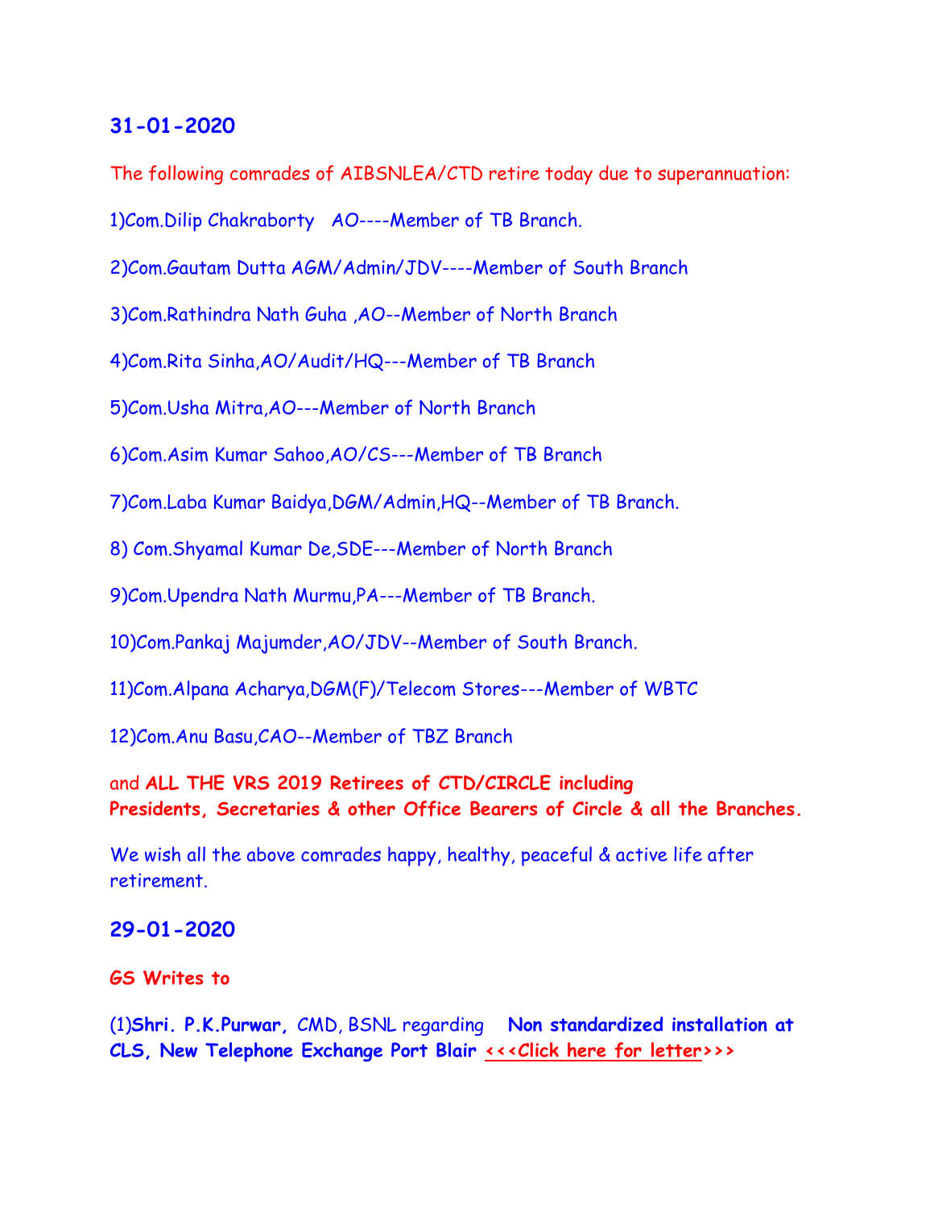## 31-01-2020

The following comrades of AIBSNLEA/CTD retire today due to superannuation:

1)Com.Dilip Chakraborty AO----Member of TB Branch.

2)Com.Gautam Dutta AGM/Admin/JDV----Member of South Branch

3)Com.Rathindra Nath Guha ,AO--Member of North Branch

4)Com.Rita Sinha,AO/Audit/HQ---Member of TB Branch

5)Com.Usha Mitra,AO---Member of North Branch

6)Com.Asim Kumar Sahoo,AO/CS---Member of TB Branch

7)Com.Laba Kumar Baidya,DGM/Admin,HQ--Member of TB Branch.

8) Com.Shyamal Kumar De,SDE---Member of North Branch

9)Com.Upendra Nath Murmu,PA---Member of TB Branch.

10)Com.Pankaj Majumder,AO/JDV--Member of South Branch.

11)Com.Alpana Acharya,DGM(F)/Telecom Stores---Member of WBTC

12)Com.Anu Basu,CAO--Member of TBZ Branch

and **ALL THE VRS 2019 Retirees of CTD/CIRCLE including Presidents, Secretaries & other Office Bearers of Circle & all the Branches.**

We wish all the above comrades happy, healthy, peaceful & active life after retirement.

## 29-01-2020

**GS Writes to**

(1)**Shri. P.K.Purwar,** CMD, BSNL regarding **Non standardized installation at CLS, New Telephone Exchange Port Blair <<<Click here for letter>>>**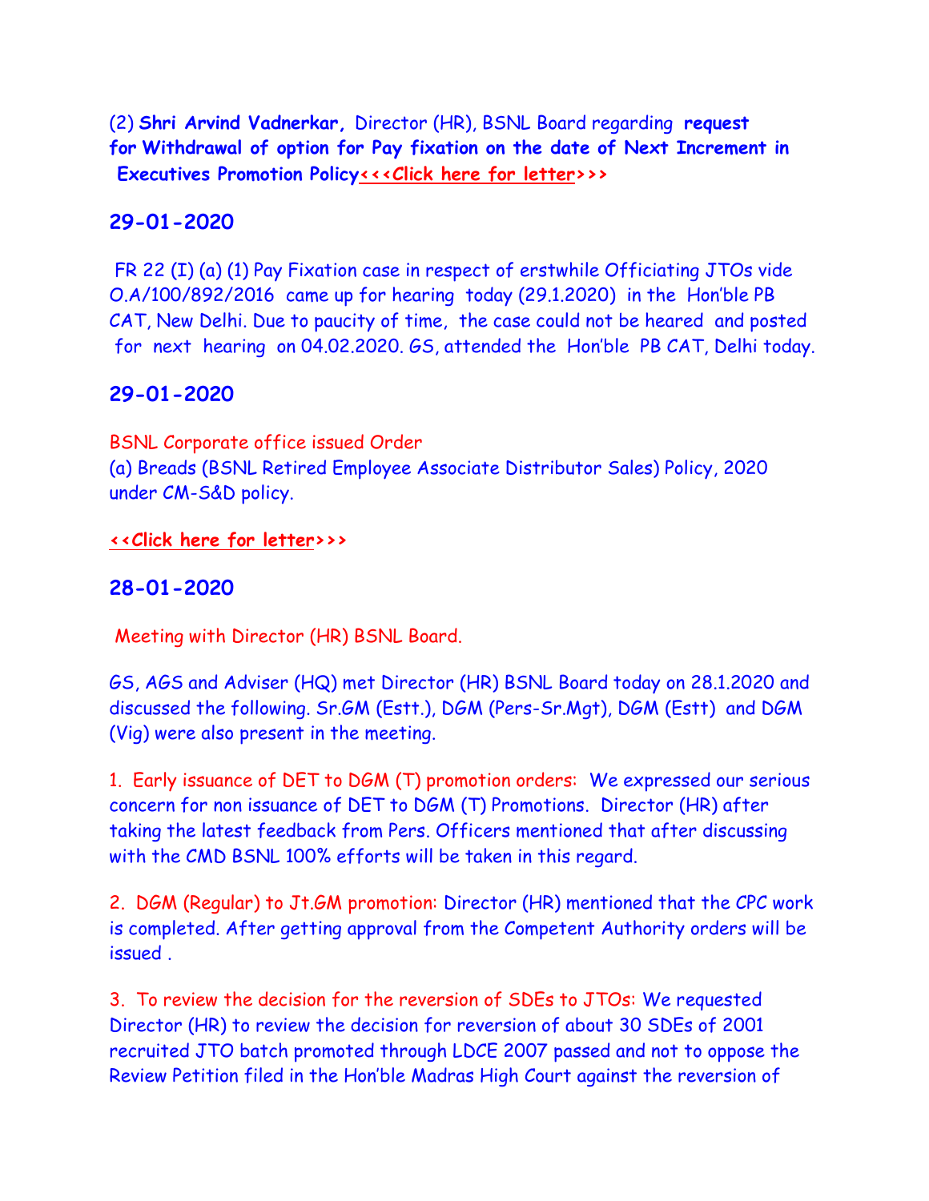(2) **Shri Arvind Vadnerkar,** Director (HR), BSNL Board regarding **request for Withdrawal of option for Pay fixation on the date of Next Increment in Executives Promotion Policy<<<Click here for letter>>>**

## 29-01-2020

FR 22 (I) (a) (1) Pay Fixation case in respect of erstwhile Officiating JTOs vide O.A/100/892/2016 came up for hearing today (29.1.2020) in the Hon'ble PB CAT, New Delhi. Due to paucity of time, the case could not be heared and posted for next hearing on 04.02.2020. GS, attended the Hon'ble PB CAT, Delhi today.

## 29-01-2020

BSNL Corporate office issued Order
(a) Breads (BSNL Retired Employee Associate Distributor Sales) Policy, 2020 under CM-S&D policy.

**<<Click here for letter>>>**

## 28-01-2020

Meeting with Director (HR) BSNL Board.

GS, AGS and Adviser (HQ) met Director (HR) BSNL Board today on 28.1.2020 and discussed the following. Sr.GM (Estt.), DGM (Pers-Sr.Mgt), DGM (Estt) and DGM (Vig) were also present in the meeting.

1. Early issuance of DET to DGM (T) promotion orders: We expressed our serious concern for non issuance of DET to DGM (T) Promotions. Director (HR) after taking the latest feedback from Pers. Officers mentioned that after discussing with the CMD BSNL 100% efforts will be taken in this regard.

2. DGM (Regular) to Jt.GM promotion: Director (HR) mentioned that the CPC work is completed. After getting approval from the Competent Authority orders will be issued .

3. To review the decision for the reversion of SDEs to JTOs: We requested Director (HR) to review the decision for reversion of about 30 SDEs of 2001 recruited JTO batch promoted through LDCE 2007 passed and not to oppose the Review Petition filed in the Hon'ble Madras High Court against the reversion of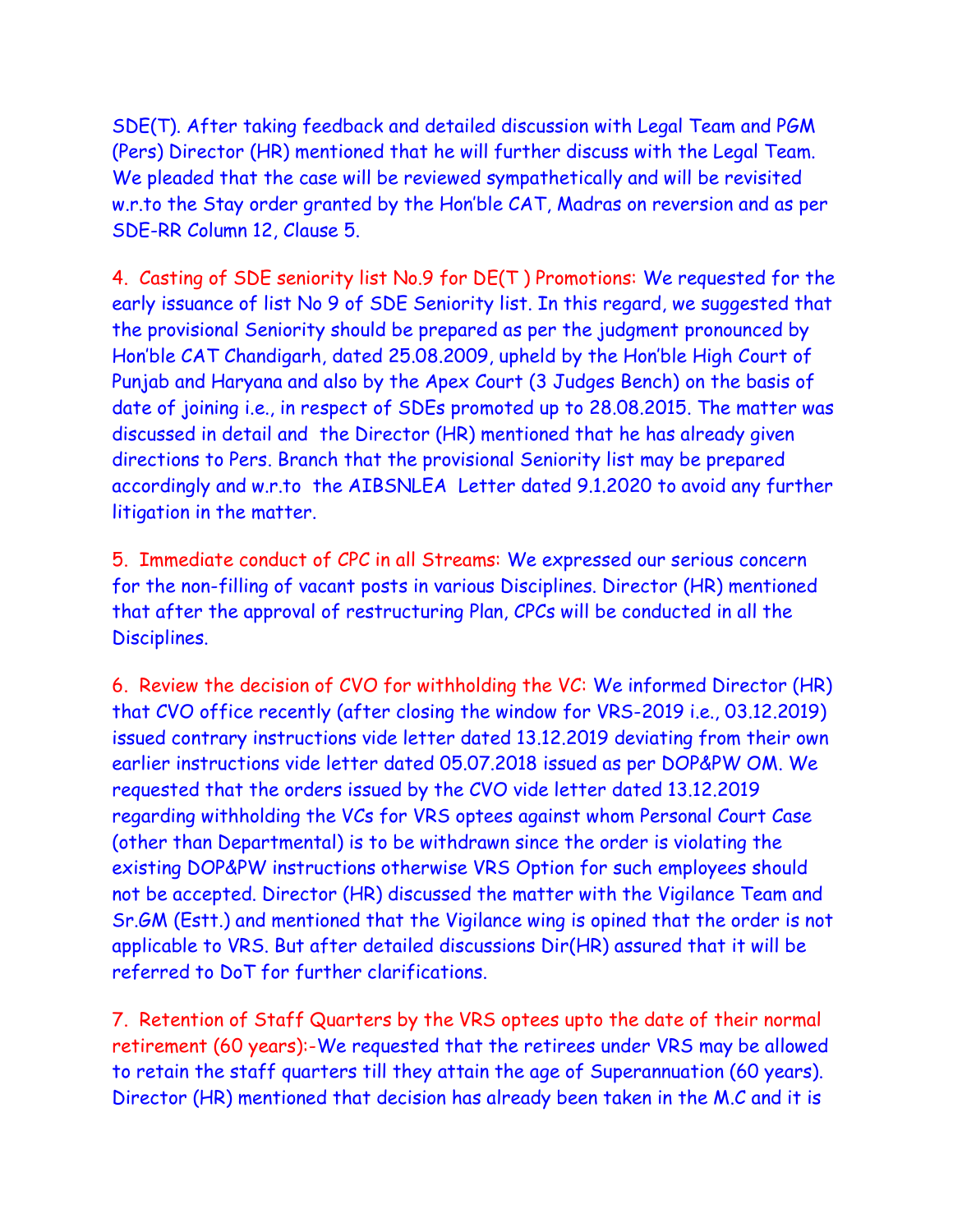SDE(T). After taking feedback and detailed discussion with Legal Team and PGM (Pers) Director (HR) mentioned that he will further discuss with the Legal Team. We pleaded that the case will be reviewed sympathetically and will be revisited w.r.to the Stay order granted by the Hon'ble CAT, Madras on reversion and as per SDE-RR Column 12, Clause 5.

4. Casting of SDE seniority list No.9 for DE(T ) Promotions: We requested for the early issuance of list No 9 of SDE Seniority list. In this regard, we suggested that the provisional Seniority should be prepared as per the judgment pronounced by Hon'ble CAT Chandigarh, dated 25.08.2009, upheld by the Hon'ble High Court of Punjab and Haryana and also by the Apex Court (3 Judges Bench) on the basis of date of joining i.e., in respect of SDEs promoted up to 28.08.2015. The matter was discussed in detail and the Director (HR) mentioned that he has already given directions to Pers. Branch that the provisional Seniority list may be prepared accordingly and w.r.to the AIBSNLEA Letter dated 9.1.2020 to avoid any further litigation in the matter.

5. Immediate conduct of CPC in all Streams: We expressed our serious concern for the non-filling of vacant posts in various Disciplines. Director (HR) mentioned that after the approval of restructuring Plan, CPCs will be conducted in all the Disciplines.

6. Review the decision of CVO for withholding the VC: We informed Director (HR) that CVO office recently (after closing the window for VRS-2019 i.e., 03.12.2019) issued contrary instructions vide letter dated 13.12.2019 deviating from their own earlier instructions vide letter dated 05.07.2018 issued as per DOP&PW OM. We requested that the orders issued by the CVO vide letter dated 13.12.2019 regarding withholding the VCs for VRS optees against whom Personal Court Case (other than Departmental) is to be withdrawn since the order is violating the existing DOP&PW instructions otherwise VRS Option for such employees should not be accepted. Director (HR) discussed the matter with the Vigilance Team and Sr.GM (Estt.) and mentioned that the Vigilance wing is opined that the order is not applicable to VRS. But after detailed discussions Dir(HR) assured that it will be referred to DoT for further clarifications.

7. Retention of Staff Quarters by the VRS optees upto the date of their normal retirement (60 years):-We requested that the retirees under VRS may be allowed to retain the staff quarters till they attain the age of Superannuation (60 years). Director (HR) mentioned that decision has already been taken in the M.C and it is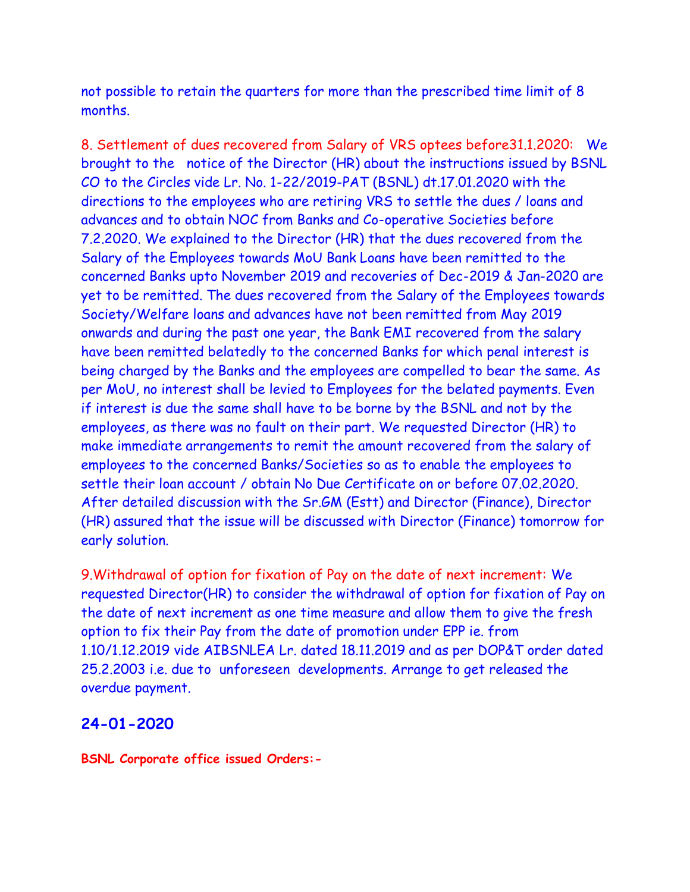not possible to retain the quarters for more than the prescribed time limit of 8 months.

8. Settlement of dues recovered from Salary of VRS optees before31.1.2020: We brought to the notice of the Director (HR) about the instructions issued by BSNL CO to the Circles vide Lr. No. 1-22/2019-PAT (BSNL) dt.17.01.2020 with the directions to the employees who are retiring VRS to settle the dues / loans and advances and to obtain NOC from Banks and Co-operative Societies before 7.2.2020. We explained to the Director (HR) that the dues recovered from the Salary of the Employees towards MoU Bank Loans have been remitted to the concerned Banks upto November 2019 and recoveries of Dec-2019 & Jan-2020 are yet to be remitted. The dues recovered from the Salary of the Employees towards Society/Welfare loans and advances have not been remitted from May 2019 onwards and during the past one year, the Bank EMI recovered from the salary have been remitted belatedly to the concerned Banks for which penal interest is being charged by the Banks and the employees are compelled to bear the same. As per MoU, no interest shall be levied to Employees for the belated payments. Even if interest is due the same shall have to be borne by the BSNL and not by the employees, as there was no fault on their part. We requested Director (HR) to make immediate arrangements to remit the amount recovered from the salary of employees to the concerned Banks/Societies so as to enable the employees to settle their loan account / obtain No Due Certificate on or before 07.02.2020. After detailed discussion with the Sr.GM (Estt) and Director (Finance), Director (HR) assured that the issue will be discussed with Director (Finance) tomorrow for early solution.

9.Withdrawal of option for fixation of Pay on the date of next increment: We requested Director(HR) to consider the withdrawal of option for fixation of Pay on the date of next increment as one time measure and allow them to give the fresh option to fix their Pay from the date of promotion under EPP ie. from 1.10/1.12.2019 vide AIBSNLEA Lr. dated 18.11.2019 and as per DOP&T order dated 25.2.2003 i.e. due to unforeseen developments. Arrange to get released the overdue payment.

## 24-01-2020

**BSNL Corporate office issued Orders:-**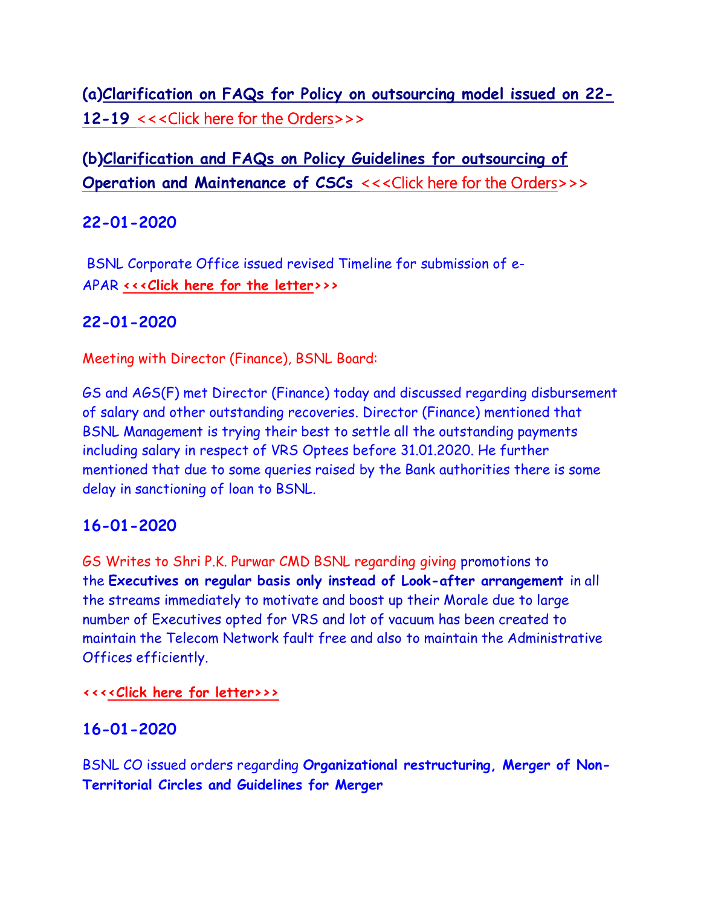**(a)Clarification on FAQs for Policy on outsourcing model issued on 22-12-19** <<<Click here for the Orders>>>

**(b)Clarification and FAQs on Policy Guidelines for outsourcing of Operation and Maintenance of CSCs** <<<Click here for the Orders>>>

### 22-01-2020

BSNL Corporate Office issued revised Timeline for submission of e-APAR **<<<Click here for the letter>>>**

### 22-01-2020

Meeting with Director (Finance), BSNL Board:

GS and AGS(F) met Director (Finance) today and discussed regarding disbursement of salary and other outstanding recoveries. Director (Finance) mentioned that BSNL Management is trying their best to settle all the outstanding payments including salary in respect of VRS Optees before 31.01.2020. He further mentioned that due to some queries raised by the Bank authorities there is some delay in sanctioning of loan to BSNL.

### 16-01-2020

GS Writes to Shri P.K. Purwar CMD BSNL regarding giving promotions to the **Executives on regular basis only instead of Look-after arrangement** in all the streams immediately to motivate and boost up their Morale due to large number of Executives opted for VRS and lot of vacuum has been created to maintain the Telecom Network fault free and also to maintain the Administrative Offices efficiently.

**<<<<Click here for letter>>>**

### 16-01-2020

BSNL CO issued orders regarding **Organizational restructuring, Merger of Non-Territorial Circles and Guidelines for Merger**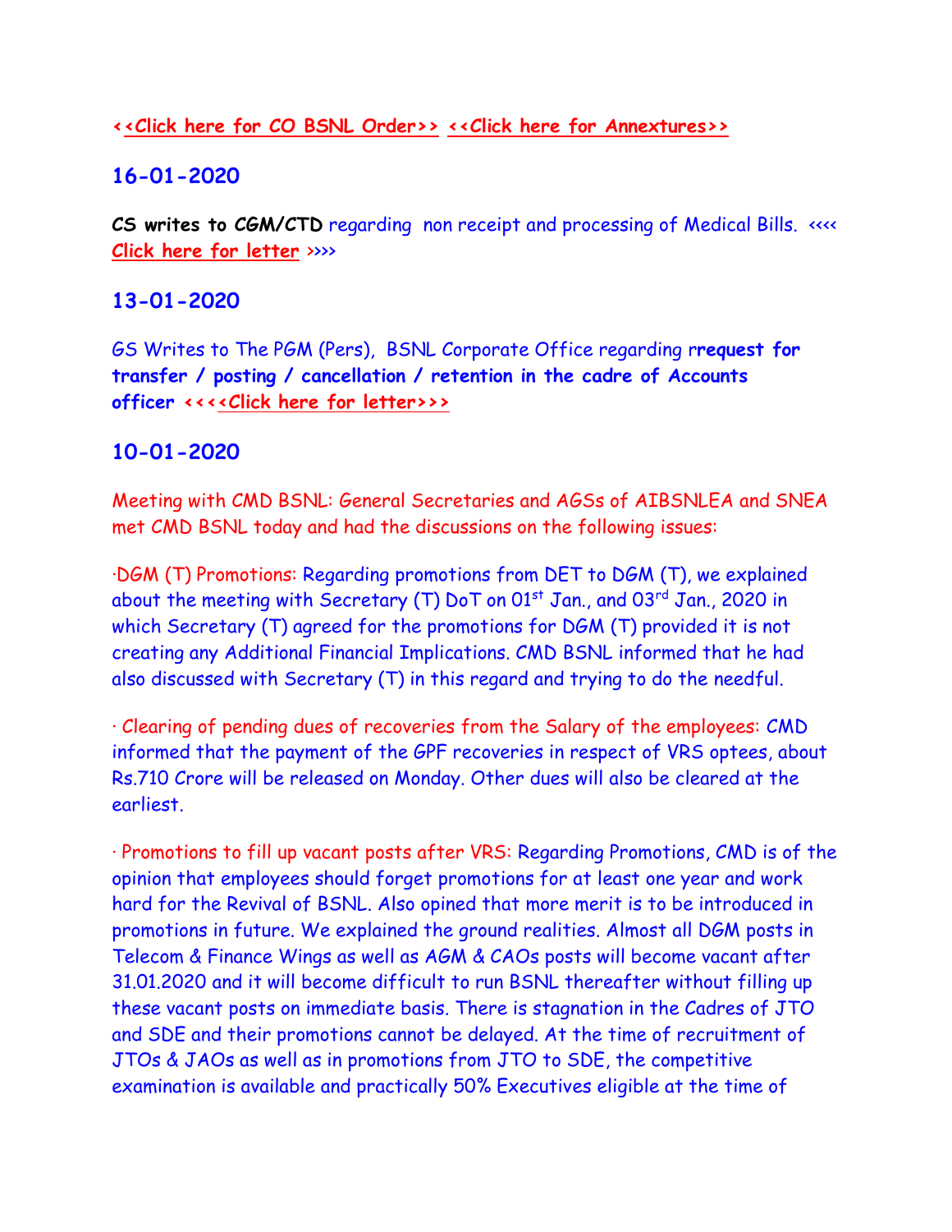**<<Click here for CO BSNL Order>> <<Click here for Annextures>>**

## 16-01-2020

**CS writes to CGM/CTD** regarding non receipt and processing of Medical Bills. <<<< **Click here for letter** >>>>

## 13-01-2020

GS Writes to The PGM (Pers), BSNL Corporate Office regarding r**request for transfer / posting / cancellation / retention in the cadre of Accounts officer <<<<Click here for letter>>>**

## 10-01-2020

Meeting with CMD BSNL: General Secretaries and AGSs of AIBSNLEA and SNEA met CMD BSNL today and had the discussions on the following issues:

·DGM (T) Promotions: Regarding promotions from DET to DGM (T), we explained about the meeting with Secretary (T) DoT on 01st Jan., and 03rd Jan., 2020 in which Secretary (T) agreed for the promotions for DGM (T) provided it is not creating any Additional Financial Implications. CMD BSNL informed that he had also discussed with Secretary (T) in this regard and trying to do the needful.

· Clearing of pending dues of recoveries from the Salary of the employees: CMD informed that the payment of the GPF recoveries in respect of VRS optees, about Rs.710 Crore will be released on Monday. Other dues will also be cleared at the earliest.

· Promotions to fill up vacant posts after VRS: Regarding Promotions, CMD is of the opinion that employees should forget promotions for at least one year and work hard for the Revival of BSNL. Also opined that more merit is to be introduced in promotions in future. We explained the ground realities. Almost all DGM posts in Telecom & Finance Wings as well as AGM & CAOs posts will become vacant after 31.01.2020 and it will become difficult to run BSNL thereafter without filling up these vacant posts on immediate basis. There is stagnation in the Cadres of JTO and SDE and their promotions cannot be delayed. At the time of recruitment of JTOs & JAOs as well as in promotions from JTO to SDE, the competitive examination is available and practically 50% Executives eligible at the time of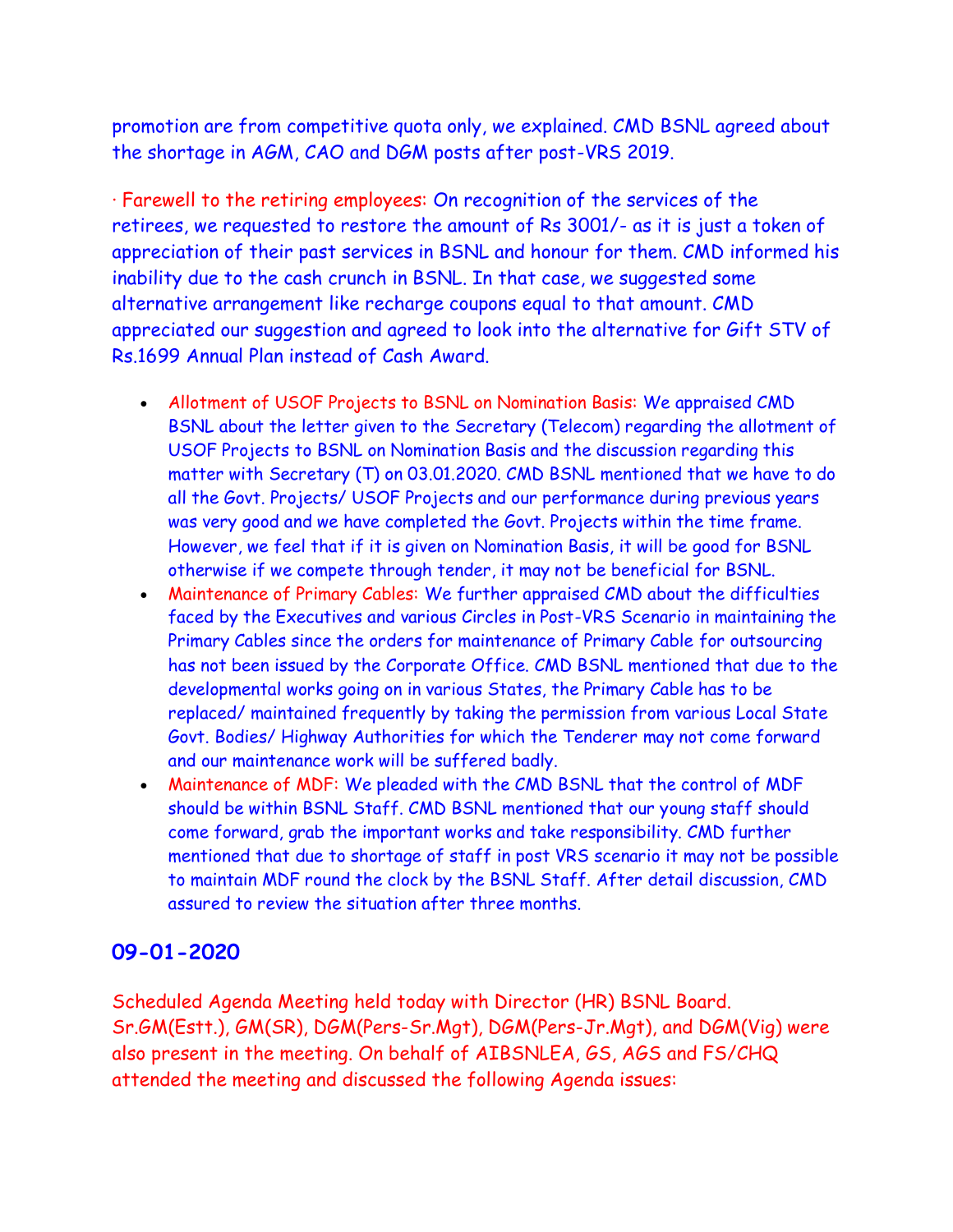promotion are from competitive quota only, we explained. CMD BSNL agreed about the shortage in AGM, CAO and DGM posts after post-VRS 2019.

· Farewell to the retiring employees: On recognition of the services of the retirees, we requested to restore the amount of Rs 3001/- as it is just a token of appreciation of their past services in BSNL and honour for them. CMD informed his inability due to the cash crunch in BSNL. In that case, we suggested some alternative arrangement like recharge coupons equal to that amount. CMD appreciated our suggestion and agreed to look into the alternative for Gift STV of Rs.1699 Annual Plan instead of Cash Award.

- Allotment of USOF Projects to BSNL on Nomination Basis: We appraised CMD BSNL about the letter given to the Secretary (Telecom) regarding the allotment of USOF Projects to BSNL on Nomination Basis and the discussion regarding this matter with Secretary (T) on 03.01.2020. CMD BSNL mentioned that we have to do all the Govt. Projects/ USOF Projects and our performance during previous years was very good and we have completed the Govt. Projects within the time frame. However, we feel that if it is given on Nomination Basis, it will be good for BSNL otherwise if we compete through tender, it may not be beneficial for BSNL.
- Maintenance of Primary Cables: We further appraised CMD about the difficulties faced by the Executives and various Circles in Post-VRS Scenario in maintaining the Primary Cables since the orders for maintenance of Primary Cable for outsourcing has not been issued by the Corporate Office. CMD BSNL mentioned that due to the developmental works going on in various States, the Primary Cable has to be replaced/ maintained frequently by taking the permission from various Local State Govt. Bodies/ Highway Authorities for which the Tenderer may not come forward and our maintenance work will be suffered badly.
- Maintenance of MDF: We pleaded with the CMD BSNL that the control of MDF should be within BSNL Staff. CMD BSNL mentioned that our young staff should come forward, grab the important works and take responsibility. CMD further mentioned that due to shortage of staff in post VRS scenario it may not be possible to maintain MDF round the clock by the BSNL Staff. After detail discussion, CMD assured to review the situation after three months.

## 09-01-2020

Scheduled Agenda Meeting held today with Director (HR) BSNL Board. Sr.GM(Estt.), GM(SR), DGM(Pers-Sr.Mgt), DGM(Pers-Jr.Mgt), and DGM(Vig) were also present in the meeting. On behalf of AIBSNLEA, GS, AGS and FS/CHQ attended the meeting and discussed the following Agenda issues: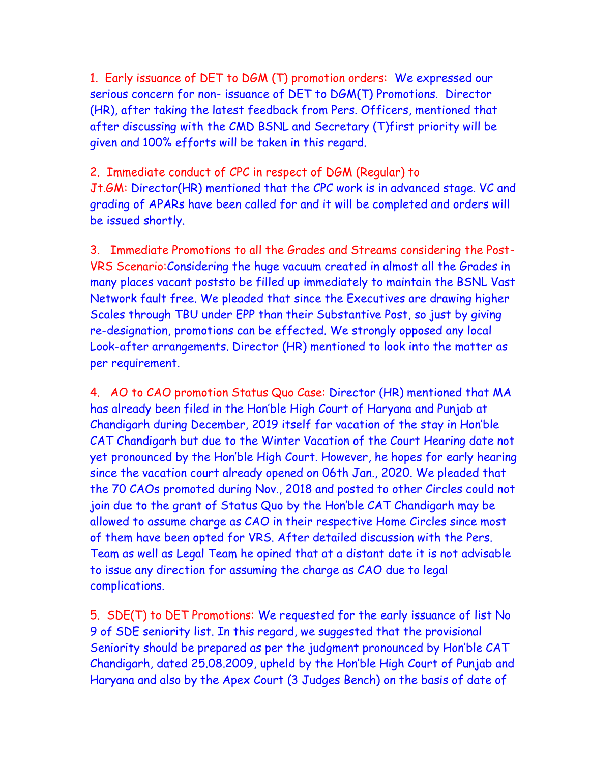1. Early issuance of DET to DGM (T) promotion orders: We expressed our serious concern for non- issuance of DET to DGM(T) Promotions. Director (HR), after taking the latest feedback from Pers. Officers, mentioned that after discussing with the CMD BSNL and Secretary (T)first priority will be given and 100% efforts will be taken in this regard.

2. Immediate conduct of CPC in respect of DGM (Regular) to Jt.GM: Director(HR) mentioned that the CPC work is in advanced stage. VC and grading of APARs have been called for and it will be completed and orders will be issued shortly.

3. Immediate Promotions to all the Grades and Streams considering the Post-VRS Scenario:Considering the huge vacuum created in almost all the Grades in many places vacant poststo be filled up immediately to maintain the BSNL Vast Network fault free. We pleaded that since the Executives are drawing higher Scales through TBU under EPP than their Substantive Post, so just by giving re-designation, promotions can be effected. We strongly opposed any local Look-after arrangements. Director (HR) mentioned to look into the matter as per requirement.

4. AO to CAO promotion Status Quo Case: Director (HR) mentioned that MA has already been filed in the Hon'ble High Court of Haryana and Punjab at Chandigarh during December, 2019 itself for vacation of the stay in Hon'ble CAT Chandigarh but due to the Winter Vacation of the Court Hearing date not yet pronounced by the Hon'ble High Court. However, he hopes for early hearing since the vacation court already opened on 06th Jan., 2020. We pleaded that the 70 CAOs promoted during Nov., 2018 and posted to other Circles could not join due to the grant of Status Quo by the Hon'ble CAT Chandigarh may be allowed to assume charge as CAO in their respective Home Circles since most of them have been opted for VRS. After detailed discussion with the Pers. Team as well as Legal Team he opined that at a distant date it is not advisable to issue any direction for assuming the charge as CAO due to legal complications.

5. SDE(T) to DET Promotions: We requested for the early issuance of list No 9 of SDE seniority list. In this regard, we suggested that the provisional Seniority should be prepared as per the judgment pronounced by Hon'ble CAT Chandigarh, dated 25.08.2009, upheld by the Hon'ble High Court of Punjab and Haryana and also by the Apex Court (3 Judges Bench) on the basis of date of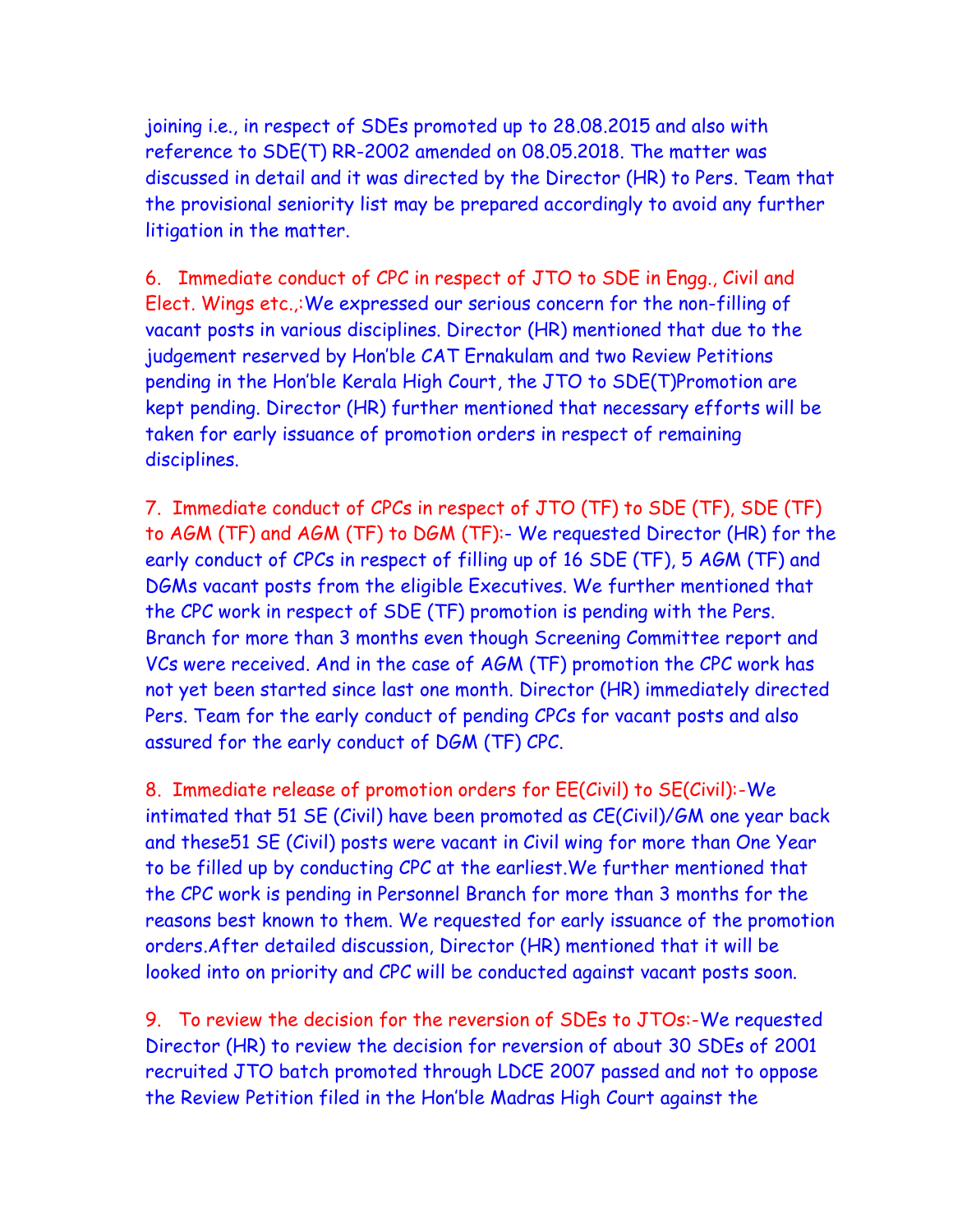joining i.e., in respect of SDEs promoted up to 28.08.2015 and also with reference to SDE(T) RR-2002 amended on 08.05.2018. The matter was discussed in detail and it was directed by the Director (HR) to Pers. Team that the provisional seniority list may be prepared accordingly to avoid any further litigation in the matter.

6. Immediate conduct of CPC in respect of JTO to SDE in Engg., Civil and Elect. Wings etc.,:We expressed our serious concern for the non-filling of vacant posts in various disciplines. Director (HR) mentioned that due to the judgement reserved by Hon'ble CAT Ernakulam and two Review Petitions pending in the Hon'ble Kerala High Court, the JTO to SDE(T)Promotion are kept pending. Director (HR) further mentioned that necessary efforts will be taken for early issuance of promotion orders in respect of remaining disciplines.

7. Immediate conduct of CPCs in respect of JTO (TF) to SDE (TF), SDE (TF) to AGM (TF) and AGM (TF) to DGM (TF):- We requested Director (HR) for the early conduct of CPCs in respect of filling up of 16 SDE (TF), 5 AGM (TF) and DGMs vacant posts from the eligible Executives. We further mentioned that the CPC work in respect of SDE (TF) promotion is pending with the Pers. Branch for more than 3 months even though Screening Committee report and VCs were received. And in the case of AGM (TF) promotion the CPC work has not yet been started since last one month. Director (HR) immediately directed Pers. Team for the early conduct of pending CPCs for vacant posts and also assured for the early conduct of DGM (TF) CPC.

8. Immediate release of promotion orders for EE(Civil) to SE(Civil):-We intimated that 51 SE (Civil) have been promoted as CE(Civil)/GM one year back and these51 SE (Civil) posts were vacant in Civil wing for more than One Year to be filled up by conducting CPC at the earliest.We further mentioned that the CPC work is pending in Personnel Branch for more than 3 months for the reasons best known to them. We requested for early issuance of the promotion orders.After detailed discussion, Director (HR) mentioned that it will be looked into on priority and CPC will be conducted against vacant posts soon.

9. To review the decision for the reversion of SDEs to JTOs:-We requested Director (HR) to review the decision for reversion of about 30 SDEs of 2001 recruited JTO batch promoted through LDCE 2007 passed and not to oppose the Review Petition filed in the Hon'ble Madras High Court against the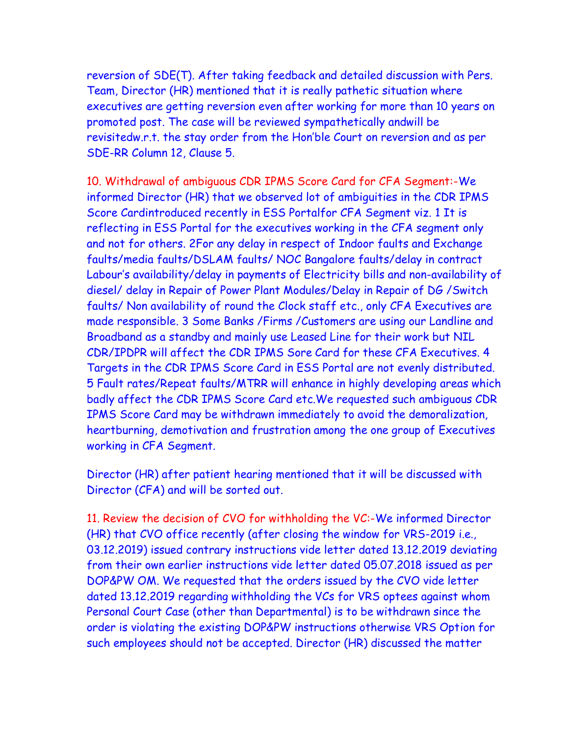reversion of SDE(T). After taking feedback and detailed discussion with Pers. Team, Director (HR) mentioned that it is really pathetic situation where executives are getting reversion even after working for more than 10 years on promoted post. The case will be reviewed sympathetically andwill be revisitedw.r.t. the stay order from the Hon'ble Court on reversion and as per SDE-RR Column 12, Clause 5.

10. Withdrawal of ambiguous CDR IPMS Score Card for CFA Segment:-We informed Director (HR) that we observed lot of ambiguities in the CDR IPMS Score Cardintroduced recently in ESS Portalfor CFA Segment viz. 1 It is reflecting in ESS Portal for the executives working in the CFA segment only and not for others. 2For any delay in respect of Indoor faults and Exchange faults/media faults/DSLAM faults/ NOC Bangalore faults/delay in contract Labour's availability/delay in payments of Electricity bills and non-availability of diesel/ delay in Repair of Power Plant Modules/Delay in Repair of DG /Switch faults/ Non availability of round the Clock staff etc., only CFA Executives are made responsible. 3 Some Banks /Firms /Customers are using our Landline and Broadband as a standby and mainly use Leased Line for their work but NIL CDR/IPDPR will affect the CDR IPMS Sore Card for these CFA Executives. 4 Targets in the CDR IPMS Score Card in ESS Portal are not evenly distributed. 5 Fault rates/Repeat faults/MTRR will enhance in highly developing areas which badly affect the CDR IPMS Score Card etc.We requested such ambiguous CDR IPMS Score Card may be withdrawn immediately to avoid the demoralization, heartburning, demotivation and frustration among the one group of Executives working in CFA Segment.

Director (HR) after patient hearing mentioned that it will be discussed with Director (CFA) and will be sorted out.

11. Review the decision of CVO for withholding the VC:-We informed Director (HR) that CVO office recently (after closing the window for VRS-2019 i.e., 03.12.2019) issued contrary instructions vide letter dated 13.12.2019 deviating from their own earlier instructions vide letter dated 05.07.2018 issued as per DOP&PW OM. We requested that the orders issued by the CVO vide letter dated 13.12.2019 regarding withholding the VCs for VRS optees against whom Personal Court Case (other than Departmental) is to be withdrawn since the order is violating the existing DOP&PW instructions otherwise VRS Option for such employees should not be accepted. Director (HR) discussed the matter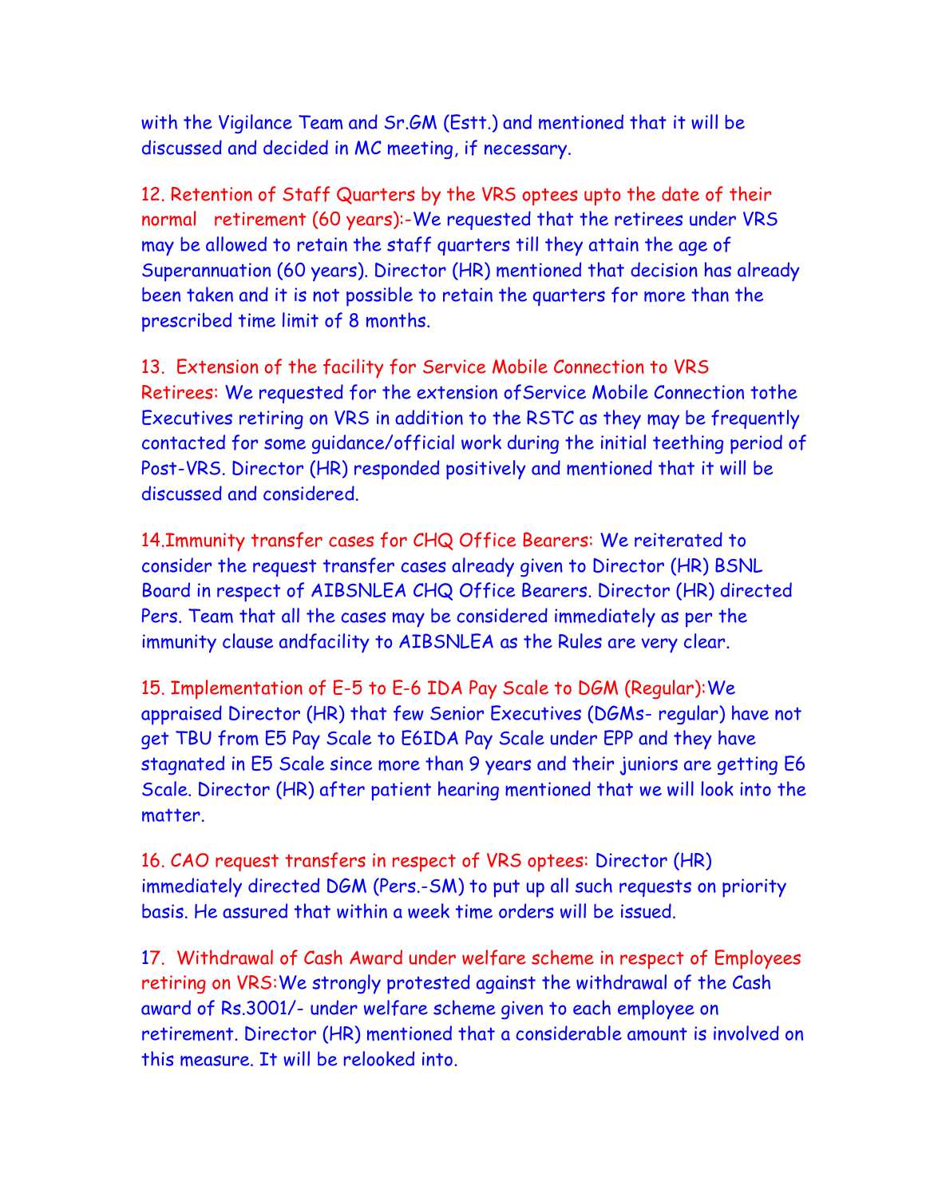with the Vigilance Team and Sr.GM (Estt.) and mentioned that it will be discussed and decided in MC meeting, if necessary.

12. Retention of Staff Quarters by the VRS optees upto the date of their normal retirement (60 years):-We requested that the retirees under VRS may be allowed to retain the staff quarters till they attain the age of Superannuation (60 years). Director (HR) mentioned that decision has already been taken and it is not possible to retain the quarters for more than the prescribed time limit of 8 months.

13. Extension of the facility for Service Mobile Connection to VRS Retirees: We requested for the extension ofService Mobile Connection tothe Executives retiring on VRS in addition to the RSTC as they may be frequently contacted for some guidance/official work during the initial teething period of Post-VRS. Director (HR) responded positively and mentioned that it will be discussed and considered.

14.Immunity transfer cases for CHQ Office Bearers: We reiterated to consider the request transfer cases already given to Director (HR) BSNL Board in respect of AIBSNLEA CHQ Office Bearers. Director (HR) directed Pers. Team that all the cases may be considered immediately as per the immunity clause andfacility to AIBSNLEA as the Rules are very clear.

15. Implementation of E-5 to E-6 IDA Pay Scale to DGM (Regular):We appraised Director (HR) that few Senior Executives (DGMs- regular) have not get TBU from E5 Pay Scale to E6IDA Pay Scale under EPP and they have stagnated in E5 Scale since more than 9 years and their juniors are getting E6 Scale. Director (HR) after patient hearing mentioned that we will look into the matter.

16. CAO request transfers in respect of VRS optees: Director (HR) immediately directed DGM (Pers.-SM) to put up all such requests on priority basis. He assured that within a week time orders will be issued.

17. Withdrawal of Cash Award under welfare scheme in respect of Employees retiring on VRS:We strongly protested against the withdrawal of the Cash award of Rs.3001/- under welfare scheme given to each employee on retirement. Director (HR) mentioned that a considerable amount is involved on this measure. It will be relooked into.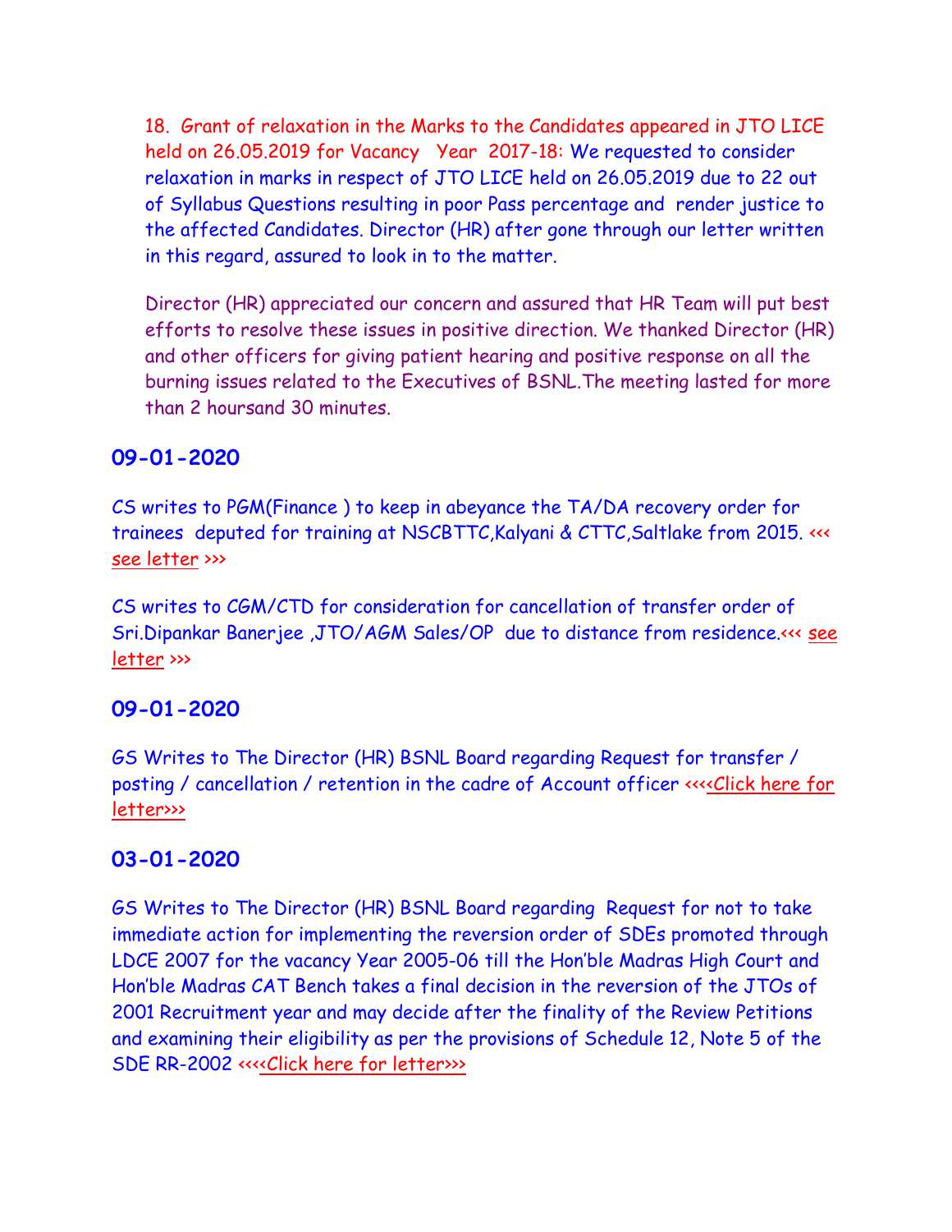18. Grant of relaxation in the Marks to the Candidates appeared in JTO LICE held on 26.05.2019 for Vacancy Year 2017-18: We requested to consider relaxation in marks in respect of JTO LICE held on 26.05.2019 due to 22 out of Syllabus Questions resulting in poor Pass percentage and render justice to the affected Candidates. Director (HR) after gone through our letter written in this regard, assured to look in to the matter.

Director (HR) appreciated our concern and assured that HR Team will put best efforts to resolve these issues in positive direction. We thanked Director (HR) and other officers for giving patient hearing and positive response on all the burning issues related to the Executives of BSNL.The meeting lasted for more than 2 hoursand 30 minutes.

## 09-01-2020

CS writes to PGM(Finance ) to keep in abeyance the TA/DA recovery order for trainees deputed for training at NSCBTTC,Kalyani & CTTC,Saltlake from 2015. <<< see letter >>>

CS writes to CGM/CTD for consideration for cancellation of transfer order of Sri.Dipankar Banerjee ,JTO/AGM Sales/OP due to distance from residence.<<< see letter >>>

## 09-01-2020

GS Writes to The Director (HR) BSNL Board regarding Request for transfer / posting / cancellation / retention in the cadre of Account officer <<<<Click here for letter>>>

## 03-01-2020

GS Writes to The Director (HR) BSNL Board regarding Request for not to take immediate action for implementing the reversion order of SDEs promoted through LDCE 2007 for the vacancy Year 2005-06 till the Hon'ble Madras High Court and Hon'ble Madras CAT Bench takes a final decision in the reversion of the JTOs of 2001 Recruitment year and may decide after the finality of the Review Petitions and examining their eligibility as per the provisions of Schedule 12, Note 5 of the SDE RR-2002 <<<<Click here for letter>>>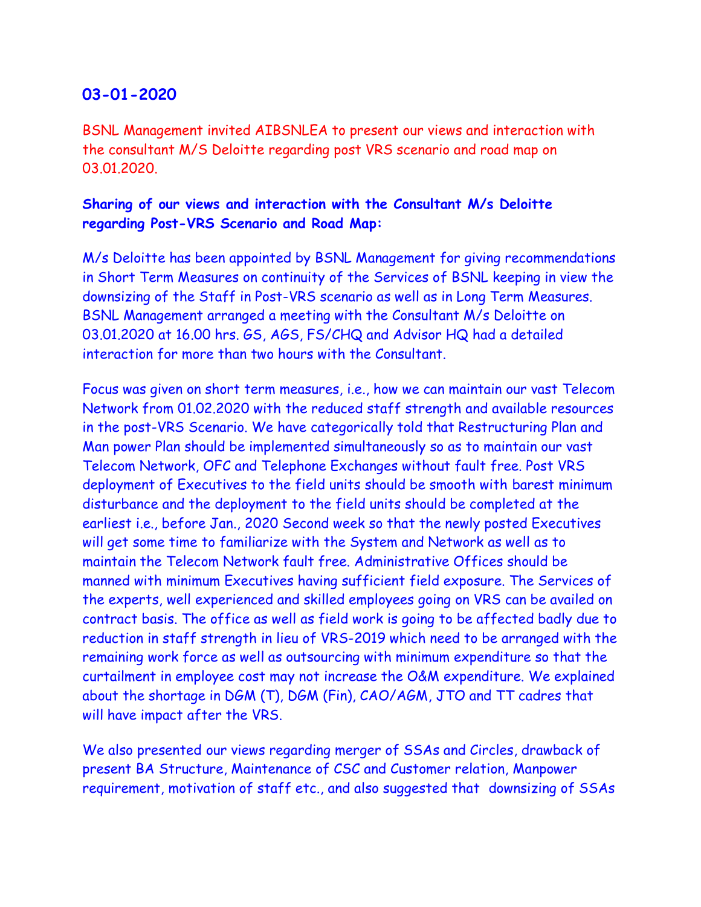## 03-01-2020

BSNL Management invited AIBSNLEA to present our views and interaction with the consultant M/S Deloitte regarding post VRS scenario and road map on 03.01.2020.

**Sharing of our views and interaction with the Consultant M/s Deloitte regarding Post-VRS Scenario and Road Map:**

M/s Deloitte has been appointed by BSNL Management for giving recommendations in Short Term Measures on continuity of the Services of BSNL keeping in view the downsizing of the Staff in Post-VRS scenario as well as in Long Term Measures. BSNL Management arranged a meeting with the Consultant M/s Deloitte on 03.01.2020 at 16.00 hrs. GS, AGS, FS/CHQ and Advisor HQ had a detailed interaction for more than two hours with the Consultant.

Focus was given on short term measures, i.e., how we can maintain our vast Telecom Network from 01.02.2020 with the reduced staff strength and available resources in the post-VRS Scenario. We have categorically told that Restructuring Plan and Man power Plan should be implemented simultaneously so as to maintain our vast Telecom Network, OFC and Telephone Exchanges without fault free. Post VRS deployment of Executives to the field units should be smooth with barest minimum disturbance and the deployment to the field units should be completed at the earliest i.e., before Jan., 2020 Second week so that the newly posted Executives will get some time to familiarize with the System and Network as well as to maintain the Telecom Network fault free. Administrative Offices should be manned with minimum Executives having sufficient field exposure. The Services of the experts, well experienced and skilled employees going on VRS can be availed on contract basis. The office as well as field work is going to be affected badly due to reduction in staff strength in lieu of VRS-2019 which need to be arranged with the remaining work force as well as outsourcing with minimum expenditure so that the curtailment in employee cost may not increase the O&M expenditure. We explained about the shortage in DGM (T), DGM (Fin), CAO/AGM, JTO and TT cadres that will have impact after the VRS.

We also presented our views regarding merger of SSAs and Circles, drawback of present BA Structure, Maintenance of CSC and Customer relation, Manpower requirement, motivation of staff etc., and also suggested that downsizing of SSAs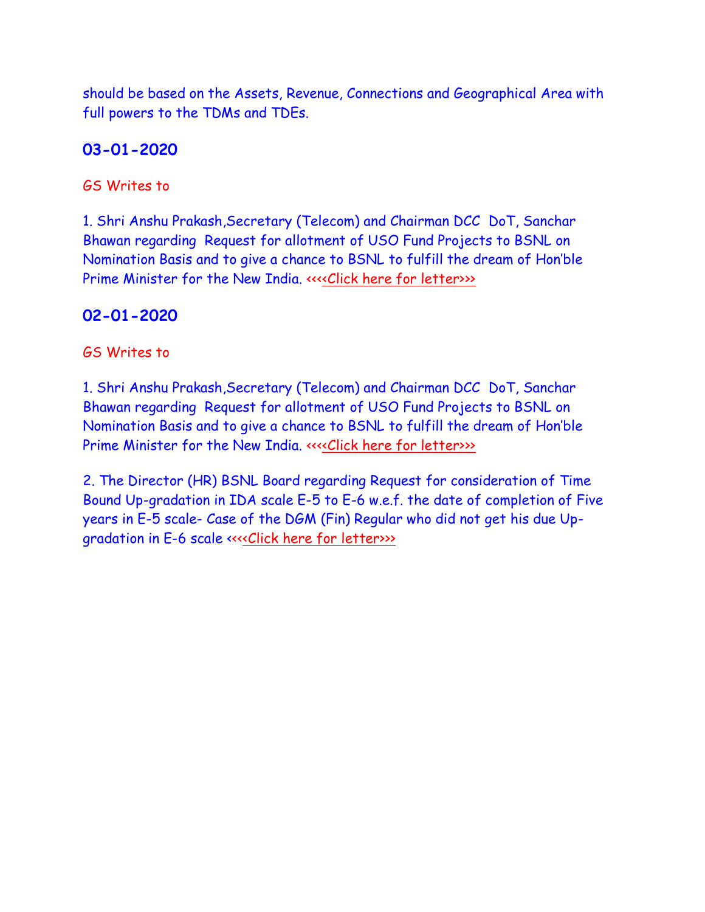should be based on the Assets, Revenue, Connections and Geographical Area with full powers to the TDMs and TDEs.

## 03-01-2020

GS Writes to

1. Shri Anshu Prakash,Secretary (Telecom) and Chairman DCC DoT, Sanchar Bhawan regarding Request for allotment of USO Fund Projects to BSNL on Nomination Basis and to give a chance to BSNL to fulfill the dream of Hon'ble Prime Minister for the New India. <<<<Click here for letter>>>

## 02-01-2020

GS Writes to

1. Shri Anshu Prakash,Secretary (Telecom) and Chairman DCC DoT, Sanchar Bhawan regarding Request for allotment of USO Fund Projects to BSNL on Nomination Basis and to give a chance to BSNL to fulfill the dream of Hon'ble Prime Minister for the New India. <<<<Click here for letter>>>

2. The Director (HR) BSNL Board regarding Request for consideration of Time Bound Up-gradation in IDA scale E-5 to E-6 w.e.f. the date of completion of Five years in E-5 scale- Case of the DGM (Fin) Regular who did not get his due Up-gradation in E-6 scale <<<<Click here for letter>>>